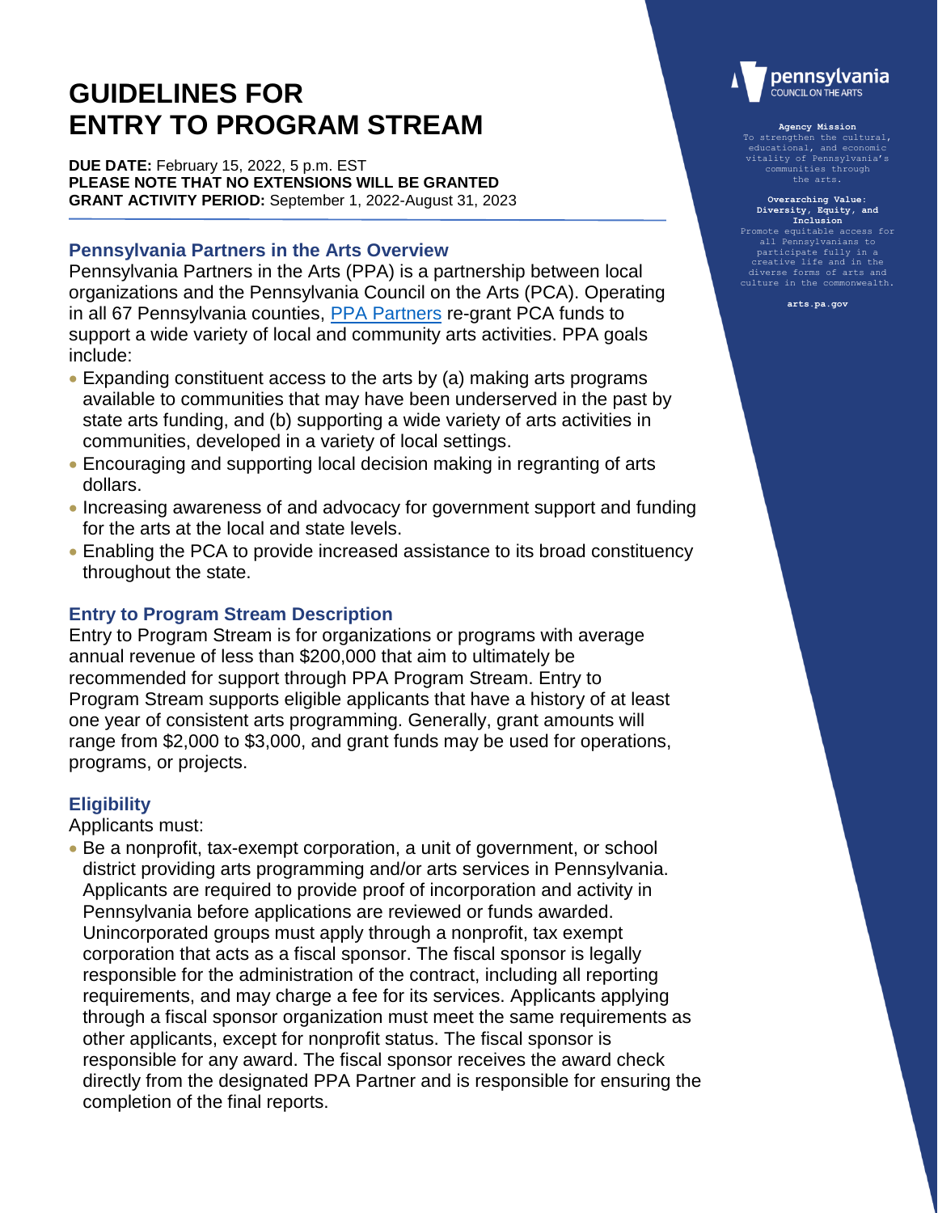# GUIDELINES FOR ENTRY TO PROGRAM STREAM

**DUE DATE:** February 15, 2022, 5 p.m. EST
**PLEASE NOTE THAT NO EXTENSIONS WILL BE GRANTED**
**GRANT ACTIVITY PERIOD:** September 1, 2022-August 31, 2023

pennsylvania COUNCIL ON THE ARTS

**Agency Mission**
To strengthen the cultural, educational, and economic vitality of Pennsylvania's communities through the arts.

**Overarching Value: Diversity, Equity, and Inclusion**
Promote equitable access for all Pennsylvanians to participate fully in a creative life and in the diverse forms of arts and culture in the commonwealth.

**arts.pa.gov**

## Pennsylvania Partners in the Arts Overview

Pennsylvania Partners in the Arts (PPA) is a partnership between local organizations and the Pennsylvania Council on the Arts (PCA). Operating in all 67 Pennsylvania counties, PPA Partners re-grant PCA funds to support a wide variety of local and community arts activities. PPA goals include:

- Expanding constituent access to the arts by (a) making arts programs available to communities that may have been underserved in the past by state arts funding, and (b) supporting a wide variety of arts activities in communities, developed in a variety of local settings.
- Encouraging and supporting local decision making in regranting of arts dollars.
- Increasing awareness of and advocacy for government support and funding for the arts at the local and state levels.
- Enabling the PCA to provide increased assistance to its broad constituency throughout the state.

## Entry to Program Stream Description

Entry to Program Stream is for organizations or programs with average annual revenue of less than $200,000 that aim to ultimately be recommended for support through PPA Program Stream. Entry to Program Stream supports eligible applicants that have a history of at least one year of consistent arts programming. Generally, grant amounts will range from $2,000 to $3,000, and grant funds may be used for operations, programs, or projects.

## Eligibility

Applicants must:

- Be a nonprofit, tax-exempt corporation, a unit of government, or school district providing arts programming and/or arts services in Pennsylvania. Applicants are required to provide proof of incorporation and activity in Pennsylvania before applications are reviewed or funds awarded. Unincorporated groups must apply through a nonprofit, tax exempt corporation that acts as a fiscal sponsor. The fiscal sponsor is legally responsible for the administration of the contract, including all reporting requirements, and may charge a fee for its services. Applicants applying through a fiscal sponsor organization must meet the same requirements as other applicants, except for nonprofit status. The fiscal sponsor is responsible for any award. The fiscal sponsor receives the award check directly from the designated PPA Partner and is responsible for ensuring the completion of the final reports.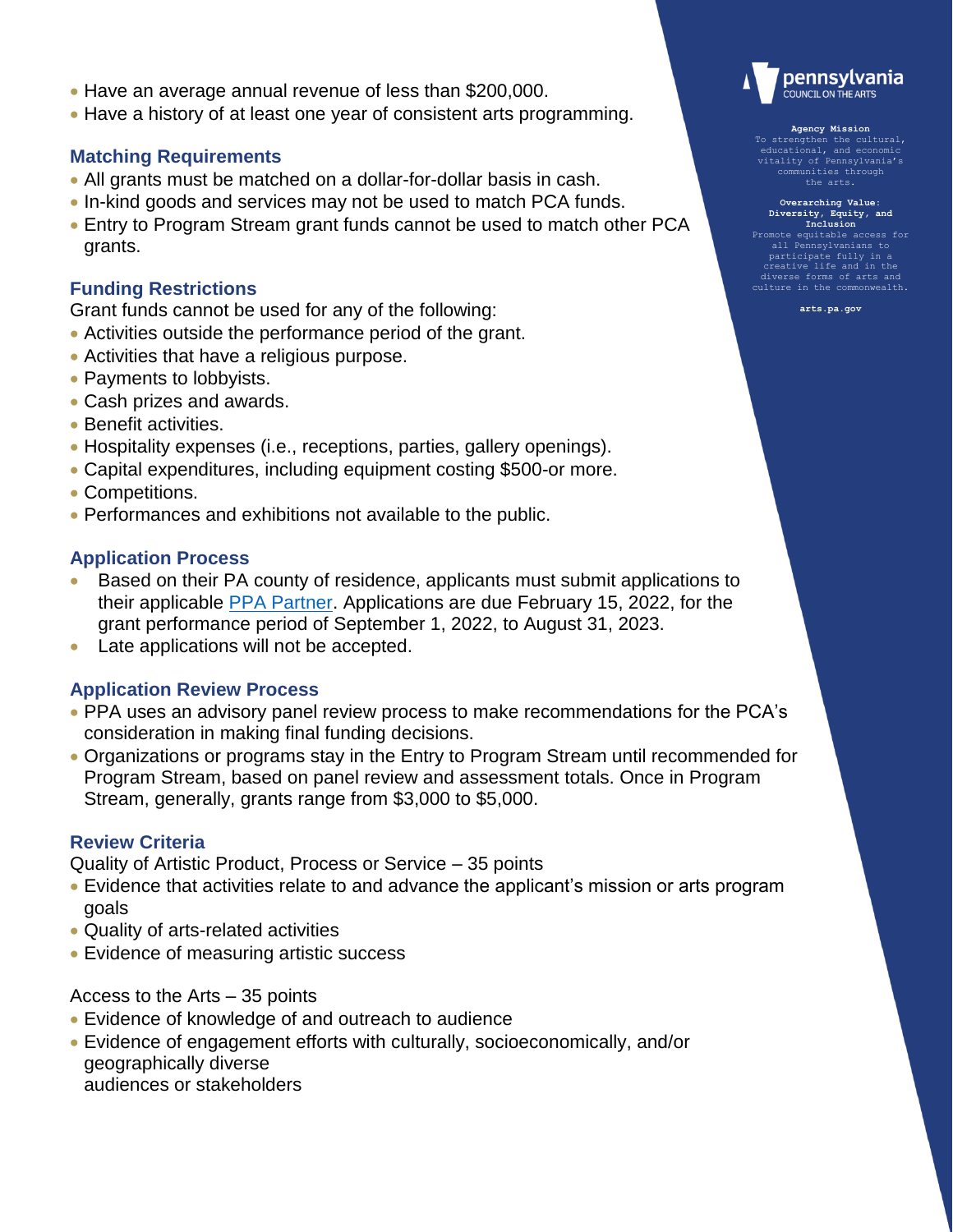- Have an average annual revenue of less than $200,000.
- Have a history of at least one year of consistent arts programming.

## Matching Requirements

- All grants must be matched on a dollar-for-dollar basis in cash.
- In-kind goods and services may not be used to match PCA funds.
- Entry to Program Stream grant funds cannot be used to match other PCA grants.

## Funding Restrictions

Grant funds cannot be used for any of the following:

- Activities outside the performance period of the grant.
- Activities that have a religious purpose.
- Payments to lobbyists.
- Cash prizes and awards.
- Benefit activities.
- Hospitality expenses (i.e., receptions, parties, gallery openings).
- Capital expenditures, including equipment costing $500-or more.
- Competitions.
- Performances and exhibitions not available to the public.

## Application Process

- Based on their PA county of residence, applicants must submit applications to their applicable PPA Partner. Applications are due February 15, 2022, for the grant performance period of September 1, 2022, to August 31, 2023.
- Late applications will not be accepted.

## Application Review Process

- PPA uses an advisory panel review process to make recommendations for the PCA's consideration in making final funding decisions.
- Organizations or programs stay in the Entry to Program Stream until recommended for Program Stream, based on panel review and assessment totals. Once in Program Stream, generally, grants range from $3,000 to $5,000.

## Review Criteria

Quality of Artistic Product, Process or Service – 35 points

- Evidence that activities relate to and advance the applicant's mission or arts program goals
- Quality of arts-related activities
- Evidence of measuring artistic success

Access to the Arts – 35 points

- Evidence of knowledge of and outreach to audience
- Evidence of engagement efforts with culturally, socioeconomically, and/or geographically diverse audiences or stakeholders

pennsylvania COUNCIL ON THE ARTS

**Agency Mission**
To strengthen the cultural, educational, and economic vitality of Pennsylvania's communities through the arts.

**Overarching Value: Diversity, Equity, and Inclusion**
Promote equitable access for all Pennsylvanians to participate fully in a creative life and in the diverse forms of arts and culture in the commonwealth.

**arts.pa.gov**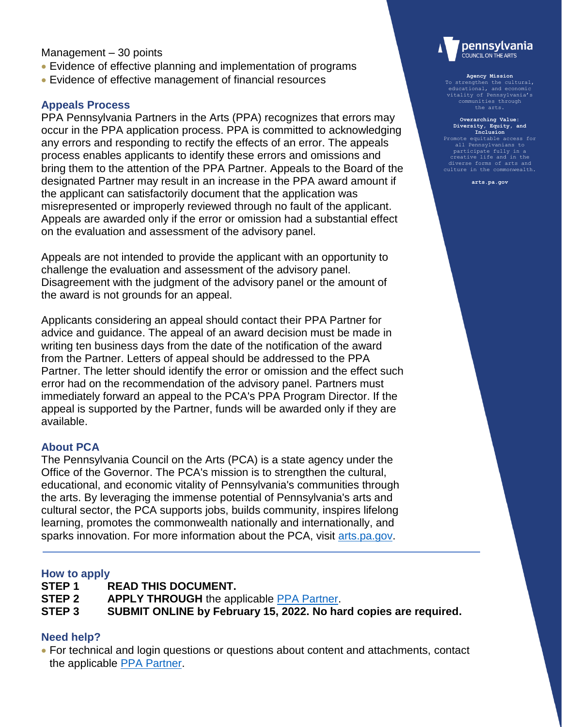Management – 30 points

- Evidence of effective planning and implementation of programs
- Evidence of effective management of financial resources

## Appeals Process

PPA Pennsylvania Partners in the Arts (PPA) recognizes that errors may occur in the PPA application process. PPA is committed to acknowledging any errors and responding to rectify the effects of an error. The appeals process enables applicants to identify these errors and omissions and bring them to the attention of the PPA Partner. Appeals to the Board of the designated Partner may result in an increase in the PPA award amount if the applicant can satisfactorily document that the application was misrepresented or improperly reviewed through no fault of the applicant. Appeals are awarded only if the error or omission had a substantial effect on the evaluation and assessment of the advisory panel.

Appeals are not intended to provide the applicant with an opportunity to challenge the evaluation and assessment of the advisory panel. Disagreement with the judgment of the advisory panel or the amount of the award is not grounds for an appeal.

Applicants considering an appeal should contact their PPA Partner for advice and guidance. The appeal of an award decision must be made in writing ten business days from the date of the notification of the award from the Partner. Letters of appeal should be addressed to the PPA Partner. The letter should identify the error or omission and the effect such error had on the recommendation of the advisory panel. Partners must immediately forward an appeal to the PCA's PPA Program Director. If the appeal is supported by the Partner, funds will be awarded only if they are available.

## About PCA

The Pennsylvania Council on the Arts (PCA) is a state agency under the Office of the Governor. The PCA's mission is to strengthen the cultural, educational, and economic vitality of Pennsylvania's communities through the arts. By leveraging the immense potential of Pennsylvania's arts and cultural sector, the PCA supports jobs, builds community, inspires lifelong learning, promotes the commonwealth nationally and internationally, and sparks innovation. For more information about the PCA, visit arts.pa.gov.

---

## How to apply

**STEP 1** **READ THIS DOCUMENT.**
**STEP 2** **APPLY THROUGH** the applicable PPA Partner.
**STEP 3** **SUBMIT ONLINE by February 15, 2022. No hard copies are required.**

## Need help?

- For technical and login questions or questions about content and attachments, contact the applicable PPA Partner.

pennsylvania
COUNCIL ON THE ARTS

**Agency Mission**
To strengthen the cultural, educational, and economic vitality of Pennsylvania's communities through the arts.

**Overarching Value: Diversity, Equity, and Inclusion**
Promote equitable access for all Pennsylvanians to participate fully in a creative life and in the diverse forms of arts and culture in the commonwealth.

**arts.pa.gov**